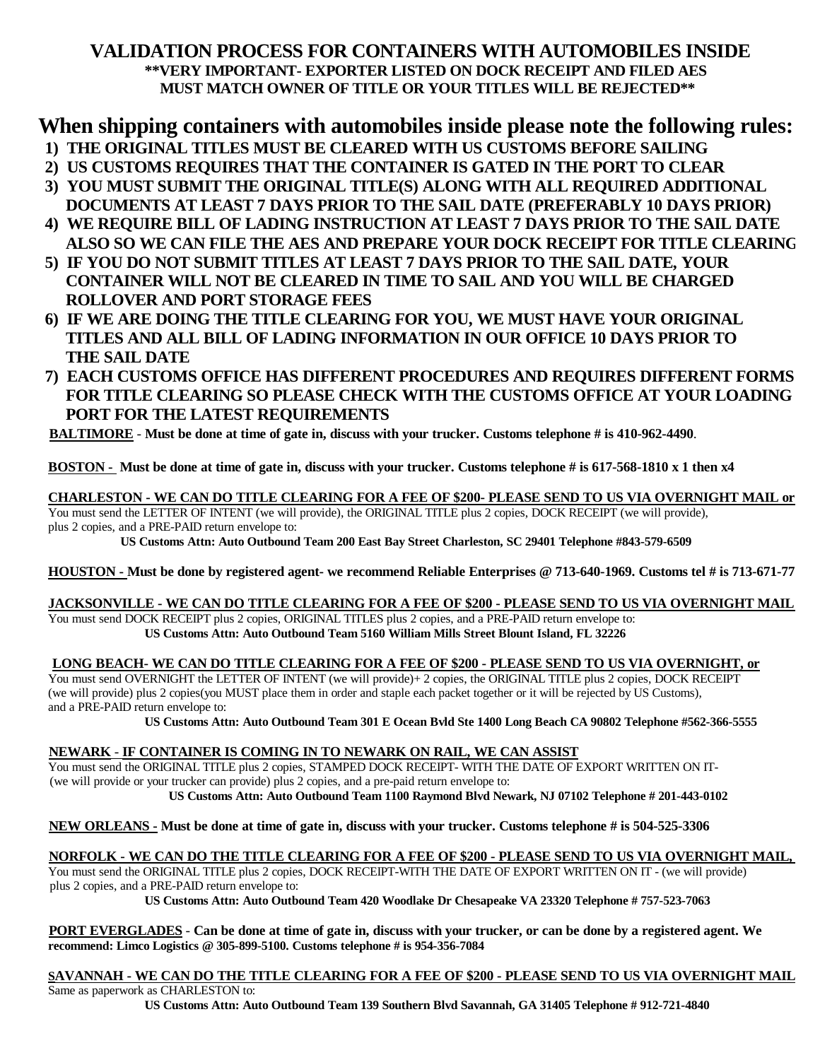# VALIDATION PROCESS FOR CONTAINERS WITH AUTOMOBILES INSIDE

**\*\*VERY IMPORTANT- EXPORTER LISTED ON DOCK RECEIPT AND FILED AES MUST MATCH OWNER OF TITLE OR YOUR TITLES WILL BE REJECTED\*\***

## When shipping containers with automobiles inside please note the following rules:

1. **THE ORIGINAL TITLES MUST BE CLEARED WITH US CUSTOMS BEFORE SAILING**
2. **US CUSTOMS REQUIRES THAT THE CONTAINER IS GATED IN THE PORT TO CLEAR**
3. **YOU MUST SUBMIT THE ORIGINAL TITLE(S) ALONG WITH ALL REQUIRED ADDITIONAL DOCUMENTS AT LEAST 7 DAYS PRIOR TO THE SAIL DATE (PREFERABLY 10 DAYS PRIOR)**
4. **WE REQUIRE BILL OF LADING INSTRUCTION AT LEAST 7 DAYS PRIOR TO THE SAIL DATE ALSO SO WE CAN FILE THE AES AND PREPARE YOUR DOCK RECEIPT FOR TITLE CLEARING**
5. **IF YOU DO NOT SUBMIT TITLES AT LEAST 7 DAYS PRIOR TO THE SAIL DATE, YOUR CONTAINER WILL NOT BE CLEARED IN TIME TO SAIL AND YOU WILL BE CHARGED ROLLOVER AND PORT STORAGE FEES**
6. **IF WE ARE DOING THE TITLE CLEARING FOR YOU, WE MUST HAVE YOUR ORIGINAL TITLES AND ALL BILL OF LADING INFORMATION IN OUR OFFICE 10 DAYS PRIOR TO THE SAIL DATE**
7. **EACH CUSTOMS OFFICE HAS DIFFERENT PROCEDURES AND REQUIRES DIFFERENT FORMS FOR TITLE CLEARING SO PLEASE CHECK WITH THE CUSTOMS OFFICE AT YOUR LOADING PORT FOR THE LATEST REQUIREMENTS**

**BALTIMORE - Must be done at time of gate in, discuss with your trucker. Customs telephone # is 410-962-4490**.

**BOSTON - Must be done at time of gate in, discuss with your trucker. Customs telephone # is 617-568-1810 x 1 then x4**

**CHARLESTON - WE CAN DO TITLE CLEARING FOR A FEE OF $200- PLEASE SEND TO US VIA OVERNIGHT MAIL or**
You must send the LETTER OF INTENT (we will provide), the ORIGINAL TITLE plus 2 copies, DOCK RECEIPT (we will provide), plus 2 copies, and a PRE-PAID return envelope to:

**US Customs Attn: Auto Outbound Team 200 East Bay Street Charleston, SC 29401 Telephone #843-579-6509**

**HOUSTON - Must be done by registered agent- we recommend Reliable Enterprises @ 713-640-1969. Customs tel # is 713-671-77**

**JACKSONVILLE - WE CAN DO TITLE CLEARING FOR A FEE OF $200 - PLEASE SEND TO US VIA OVERNIGHT MAIL**
You must send DOCK RECEIPT plus 2 copies, ORIGINAL TITLES plus 2 copies, and a PRE-PAID return envelope to:

**US Customs Attn: Auto Outbound Team 5160 William Mills Street Blount Island, FL 32226**

**LONG BEACH- WE CAN DO TITLE CLEARING FOR A FEE OF $200 - PLEASE SEND TO US VIA OVERNIGHT, or**
You must send OVERNIGHT the LETTER OF INTENT (we will provide)+ 2 copies, the ORIGINAL TITLE plus 2 copies, DOCK RECEIPT (we will provide) plus 2 copies(you MUST place them in order and staple each packet together or it will be rejected by US Customs), and a PRE-PAID return envelope to:

**US Customs Attn: Auto Outbound Team 301 E Ocean Bvld Ste 1400 Long Beach CA 90802 Telephone #562-366-5555**

**NEWARK - IF CONTAINER IS COMING IN TO NEWARK ON RAIL, WE CAN ASSIST**
You must send the ORIGINAL TITLE plus 2 copies, STAMPED DOCK RECEIPT- WITH THE DATE OF EXPORT WRITTEN ON IT- (we will provide or your trucker can provide) plus 2 copies, and a pre-paid return envelope to:

**US Customs Attn: Auto Outbound Team 1100 Raymond Blvd Newark, NJ 07102 Telephone # 201-443-0102**

**NEW ORLEANS - Must be done at time of gate in, discuss with your trucker. Customs telephone # is 504-525-3306**

**NORFOLK - WE CAN DO THE TITLE CLEARING FOR A FEE OF $200 - PLEASE SEND TO US VIA OVERNIGHT MAIL,**
You must send the ORIGINAL TITLE plus 2 copies, DOCK RECEIPT-WITH THE DATE OF EXPORT WRITTEN ON IT - (we will provide) plus 2 copies, and a PRE-PAID return envelope to:

**US Customs Attn: Auto Outbound Team 420 Woodlake Dr Chesapeake VA 23320 Telephone # 757-523-7063**

**PORT EVERGLADES - Can be done at time of gate in, discuss with your trucker, or can be done by a registered agent. We recommend: Limco Logistics @ 305-899-5100. Customs telephone # is 954-356-7084**

**SAVANNAH - WE CAN DO THE TITLE CLEARING FOR A FEE OF $200 - PLEASE SEND TO US VIA OVERNIGHT MAIL**
Same as paperwork as CHARLESTON to:

**US Customs Attn: Auto Outbound Team 139 Southern Blvd Savannah, GA 31405 Telephone # 912-721-4840**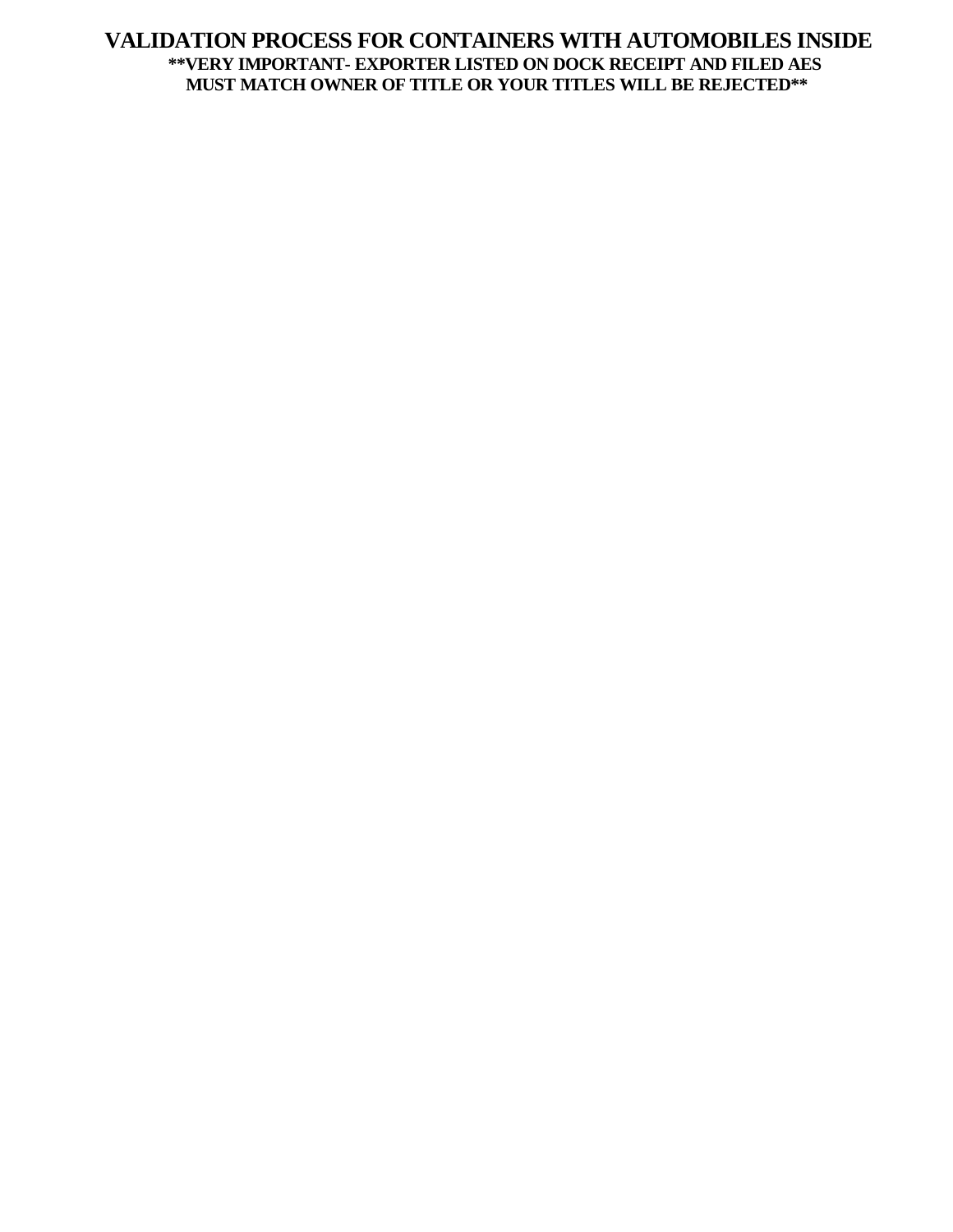# VALIDATION PROCESS FOR CONTAINERS WITH AUTOMOBILES INSIDE

**\*\*VERY IMPORTANT- EXPORTER LISTED ON DOCK RECEIPT AND FILED AES MUST MATCH OWNER OF TITLE OR YOUR TITLES WILL BE REJECTED\*\***